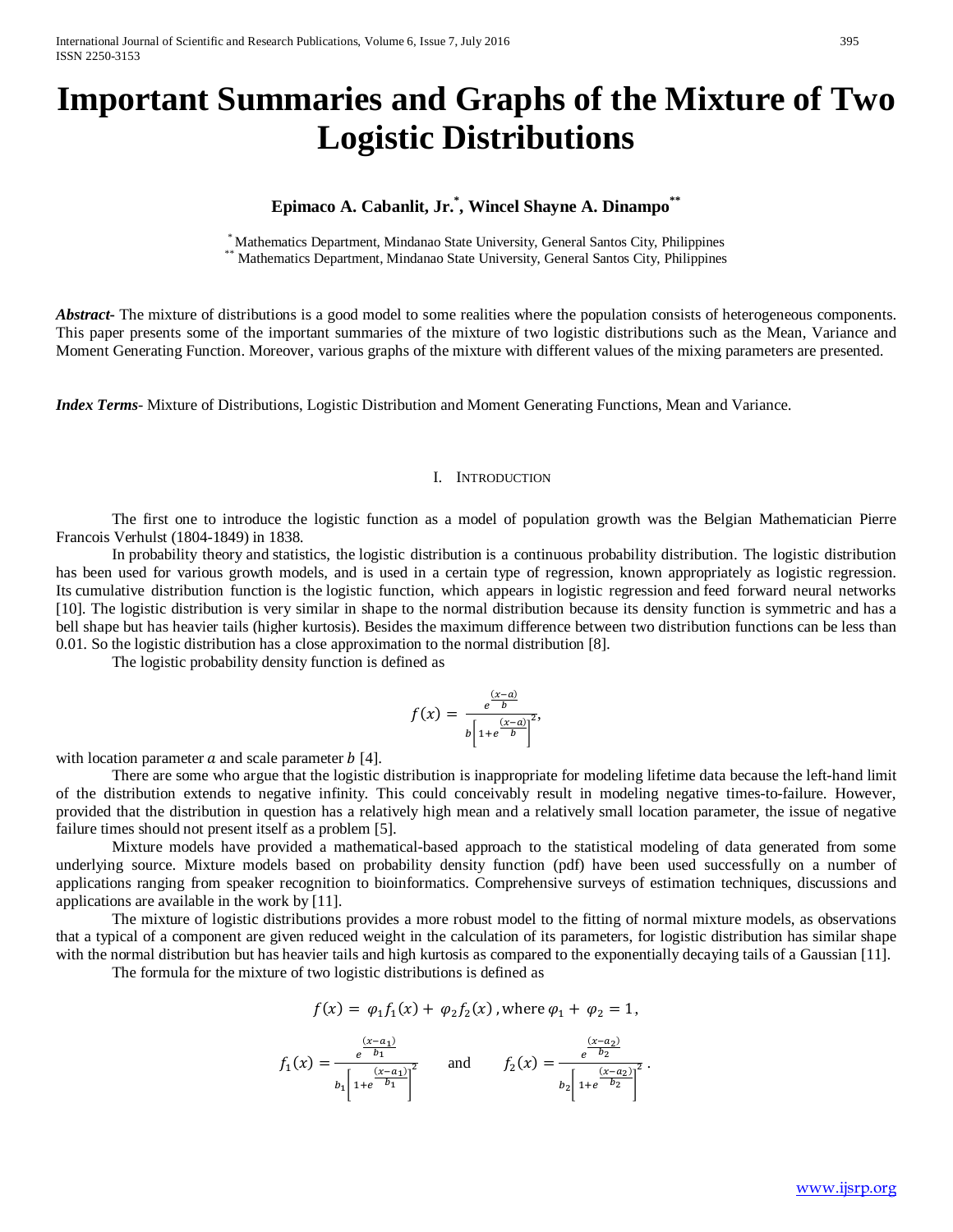# Important Summaries and Graphs of the Mixture of Two Logistic Distributions

**Epimaco A. Cabanlit, Jr.[*], Wincel Shayne A. Dinampo[**]**

[*] Mathematics Department, Mindanao State University, General Santos City, Philippines
[**] Mathematics Department, Mindanao State University, General Santos City, Philippines

***Abstract***- The mixture of distributions is a good model to some realities where the population consists of heterogeneous components. This paper presents some of the important summaries of the mixture of two logistic distributions such as the Mean, Variance and Moment Generating Function. Moreover, various graphs of the mixture with different values of the mixing parameters are presented.

***Index Terms***- Mixture of Distributions, Logistic Distribution and Moment Generating Functions, Mean and Variance.

## I. Introduction

The first one to introduce the logistic function as a model of population growth was the Belgian Mathematician Pierre Francois Verhulst (1804-1849) in 1838.

In probability theory and statistics, the logistic distribution is a continuous probability distribution. The logistic distribution has been used for various growth models, and is used in a certain type of regression, known appropriately as logistic regression. Its cumulative distribution function is the logistic function, which appears in logistic regression and feed forward neural networks [10]. The logistic distribution is very similar in shape to the normal distribution because its density function is symmetric and has a bell shape but has heavier tails (higher kurtosis). Besides the maximum difference between two distribution functions can be less than 0.01. So the logistic distribution has a close approximation to the normal distribution [8].

The logistic probability density function is defined as

$$f(x) = \frac{e^{\frac{(x-a)}{b}}}{b\left[1+e^{\frac{(x-a)}{b}}\right]^2},$$

with location parameter $a$ and scale parameter $b$ [4].

There are some who argue that the logistic distribution is inappropriate for modeling lifetime data because the left-hand limit of the distribution extends to negative infinity. This could conceivably result in modeling negative times-to-failure. However, provided that the distribution in question has a relatively high mean and a relatively small location parameter, the issue of negative failure times should not present itself as a problem [5].

Mixture models have provided a mathematical-based approach to the statistical modeling of data generated from some underlying source. Mixture models based on probability density function (pdf) have been used successfully on a number of applications ranging from speaker recognition to bioinformatics. Comprehensive surveys of estimation techniques, discussions and applications are available in the work by [11].

The mixture of logistic distributions provides a more robust model to the fitting of normal mixture models, as observations that a typical of a component are given reduced weight in the calculation of its parameters, for logistic distribution has similar shape with the normal distribution but has heavier tails and high kurtosis as compared to the exponentially decaying tails of a Gaussian [11].

The formula for the mixture of two logistic distributions is defined as

$$f(x) = \varphi_1 f_1(x) + \varphi_2 f_2(x)\text{, where } \varphi_1 + \varphi_2 = 1,$$

$$f_1(x) = \frac{e^{\frac{(x-a_1)}{b_1}}}{b_1\left[1+e^{\frac{(x-a_1)}{b_1}}\right]^2} \quad \text{and} \quad f_2(x) = \frac{e^{\frac{(x-a_2)}{b_2}}}{b_2\left[1+e^{\frac{(x-a_2)}{b_2}}\right]^2}.$$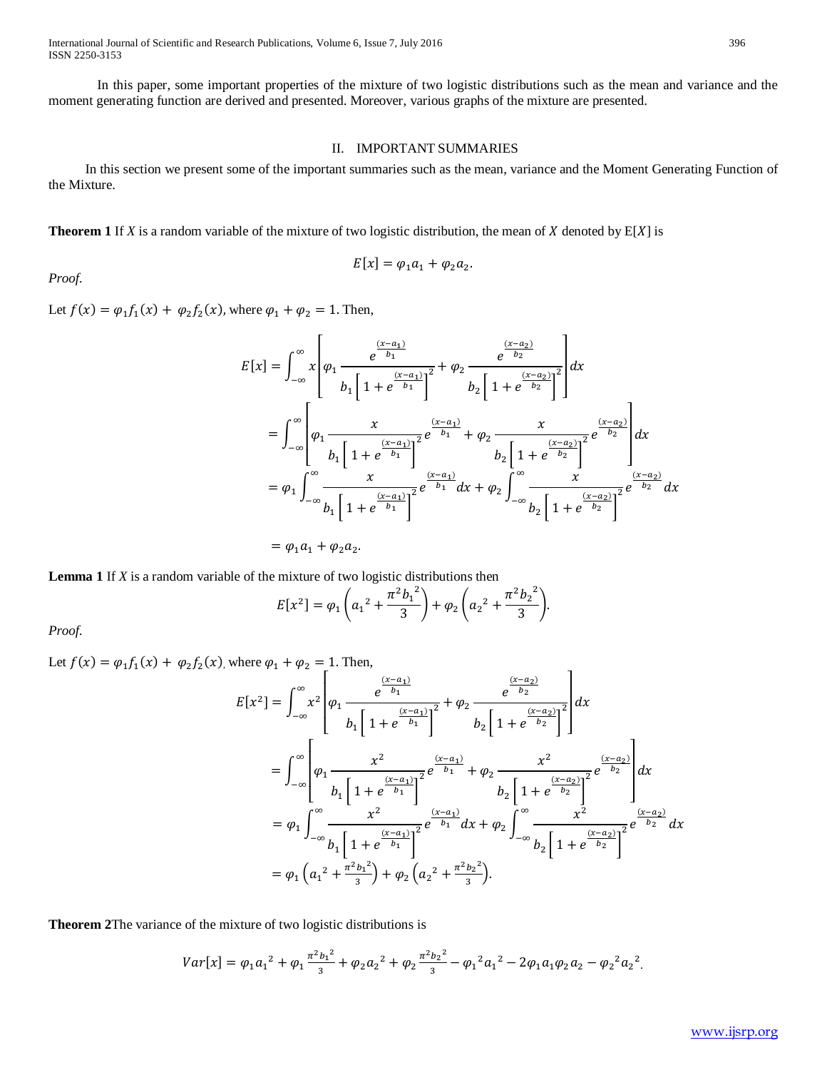In this paper, some important properties of the mixture of two logistic distributions such as the mean and variance and the moment generating function are derived and presented. Moreover, various graphs of the mixture are presented.

## II. IMPORTANT SUMMARIES

In this section we present some of the important summaries such as the mean, variance and the Moment Generating Function of the Mixture.

**Theorem 1** If $X$ is a random variable of the mixture of two logistic distribution, the mean of $X$ denoted by $\mathrm{E}[X]$ is

$$E[x] = \varphi_1 a_1 + \varphi_2 a_2.$$

*Proof.*

Let $f(x) = \varphi_1 f_1(x) + \varphi_2 f_2(x)$, where $\varphi_1 + \varphi_2 = 1$. Then,

$$
\begin{aligned}
E[x] &= \int_{-\infty}^{\infty} x \left[ \varphi_1 \frac{e^{\frac{(x-a_1)}{b_1}}}{b_1 \left[ 1 + e^{\frac{(x-a_1)}{b_1}} \right]^2} + \varphi_2 \frac{e^{\frac{(x-a_2)}{b_2}}}{b_2 \left[ 1 + e^{\frac{(x-a_2)}{b_2}} \right]^2} \right] dx \\
&= \int_{-\infty}^{\infty} \left[ \varphi_1 \frac{x}{b_1 \left[ 1 + e^{\frac{(x-a_1)}{b_1}} \right]^2} e^{\frac{(x-a_1)}{b_1}} + \varphi_2 \frac{x}{b_2 \left[ 1 + e^{\frac{(x-a_2)}{b_2}} \right]^2} e^{\frac{(x-a_2)}{b_2}} \right] dx \\
&= \varphi_1 \int_{-\infty}^{\infty} \frac{x}{b_1 \left[ 1 + e^{\frac{(x-a_1)}{b_1}} \right]^2} e^{\frac{(x-a_1)}{b_1}} dx + \varphi_2 \int_{-\infty}^{\infty} \frac{x}{b_2 \left[ 1 + e^{\frac{(x-a_2)}{b_2}} \right]^2} e^{\frac{(x-a_2)}{b_2}} dx \\
&= \varphi_1 a_1 + \varphi_2 a_2.
\end{aligned}
$$

**Lemma 1** If $X$ is a random variable of the mixture of two logistic distributions then

$$E[x^2] = \varphi_1 \left( {a_1}^2 + \frac{\pi^2 {b_1}^2}{3} \right) + \varphi_2 \left( {a_2}^2 + \frac{\pi^2 {b_2}^2}{3} \right).$$

*Proof.*

Let $f(x) = \varphi_1 f_1(x) + \varphi_2 f_2(x)$, where $\varphi_1 + \varphi_2 = 1$. Then,

$$
\begin{aligned}
E[x^2] &= \int_{-\infty}^{\infty} x^2 \left[ \varphi_1 \frac{e^{\frac{(x-a_1)}{b_1}}}{b_1 \left[ 1 + e^{\frac{(x-a_1)}{b_1}} \right]^2} + \varphi_2 \frac{e^{\frac{(x-a_2)}{b_2}}}{b_2 \left[ 1 + e^{\frac{(x-a_2)}{b_2}} \right]^2} \right] dx \\
&= \int_{-\infty}^{\infty} \left[ \varphi_1 \frac{x^2}{b_1 \left[ 1 + e^{\frac{(x-a_1)}{b_1}} \right]^2} e^{\frac{(x-a_1)}{b_1}} + \varphi_2 \frac{x^2}{b_2 \left[ 1 + e^{\frac{(x-a_2)}{b_2}} \right]^2} e^{\frac{(x-a_2)}{b_2}} \right] dx \\
&= \varphi_1 \int_{-\infty}^{\infty} \frac{x^2}{b_1 \left[ 1 + e^{\frac{(x-a_1)}{b_1}} \right]^2} e^{\frac{(x-a_1)}{b_1}} dx + \varphi_2 \int_{-\infty}^{\infty} \frac{x^2}{b_2 \left[ 1 + e^{\frac{(x-a_2)}{b_2}} \right]^2} e^{\frac{(x-a_2)}{b_2}} dx \\
&= \varphi_1 \left( {a_1}^2 + \tfrac{\pi^2 {b_1}^2}{3} \right) + \varphi_2 \left( {a_2}^2 + \tfrac{\pi^2 {b_2}^2}{3} \right).
\end{aligned}
$$

**Theorem 2** The variance of the mixture of two logistic distributions is

$$Var[x] = \varphi_1 {a_1}^2 + \varphi_1 \tfrac{\pi^2 {b_1}^2}{3} + \varphi_2 {a_2}^2 + \varphi_2 \tfrac{\pi^2 {b_2}^2}{3} - {\varphi_1}^2 {a_1}^2 - 2\varphi_1 a_1 \varphi_2 a_2 - {\varphi_2}^2 {a_2}^2.$$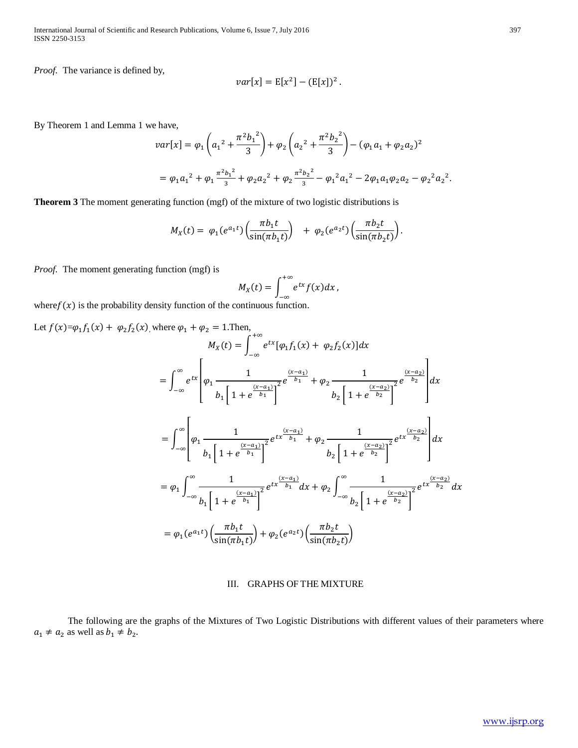*Proof.* The variance is defined by,

$$var[x] = \mathrm{E}[x^2] - (\mathrm{E}[x])^2 .$$

By Theorem 1 and Lemma 1 we have,

$$var[x] = \varphi_1\left({a_1}^2 + \frac{\pi^2 {b_1}^2}{3}\right) + \varphi_2\left({a_2}^2 + \frac{\pi^2 {b_2}^2}{3}\right) - (\varphi_1 a_1 + \varphi_2 a_2)^2$$

$$= \varphi_1 {a_1}^2 + \varphi_1 \frac{\pi^2 {b_1}^2}{3} + \varphi_2 {a_2}^2 + \varphi_2 \frac{\pi^2 {b_2}^2}{3} - {\varphi_1}^2 {a_1}^2 - 2\varphi_1 a_1 \varphi_2 a_2 - {\varphi_2}^2 {a_2}^2.$$

**Theorem 3** The moment generating function (mgf) of the mixture of two logistic distributions is

$$M_X(t) = \varphi_1(e^{a_1 t})\left(\frac{\pi b_1 t}{\sin(\pi b_1 t)}\right) + \varphi_2(e^{a_2 t})\left(\frac{\pi b_2 t}{\sin(\pi b_2 t)}\right).$$

*Proof.* The moment generating function (mgf) is

$$M_X(t) = \int_{-\infty}^{+\infty} e^{tx} f(x)dx ,$$

where $f(x)$ is the probability density function of the continuous function.

Let $f(x) = \varphi_1 f_1(x) + \varphi_2 f_2(x)$, where $\varphi_1 + \varphi_2 = 1$. Then,

$$M_X(t) = \int_{-\infty}^{+\infty} e^{tx}[\varphi_1 f_1(x) + \varphi_2 f_2(x)]dx$$

$$= \int_{-\infty}^{\infty} e^{tx}\left[\varphi_1 \frac{1}{b_1\left[1 + e^{\frac{(x-a_1)}{b_1}}\right]^2} e^{\frac{(x-a_1)}{b_1}} + \varphi_2 \frac{1}{b_2\left[1 + e^{\frac{(x-a_2)}{b_2}}\right]^2} e^{\frac{(x-a_2)}{b_2}}\right]dx$$

$$= \int_{-\infty}^{\infty}\left[\varphi_1 \frac{1}{b_1\left[1 + e^{\frac{(x-a_1)}{b_1}}\right]^2} e^{tx\frac{(x-a_1)}{b_1}} + \varphi_2 \frac{1}{b_2\left[1 + e^{\frac{(x-a_2)}{b_2}}\right]^2} e^{tx\frac{(x-a_2)}{b_2}}\right]dx$$

$$= \varphi_1 \int_{-\infty}^{\infty} \frac{1}{b_1\left[1 + e^{\frac{(x-a_1)}{b_1}}\right]^2} e^{tx\frac{(x-a_1)}{b_1}} dx + \varphi_2 \int_{-\infty}^{\infty} \frac{1}{b_2\left[1 + e^{\frac{(x-a_2)}{b_2}}\right]^2} e^{tx\frac{(x-a_2)}{b_2}} dx$$

$$= \varphi_1(e^{a_1 t})\left(\frac{\pi b_1 t}{\sin(\pi b_1 t)}\right) + \varphi_2(e^{a_2 t})\left(\frac{\pi b_2 t}{\sin(\pi b_2 t)}\right)$$

## III. GRAPHS OF THE MIXTURE

The following are the graphs of the Mixtures of Two Logistic Distributions with different values of their parameters where $a_1 \neq a_2$ as well as $b_1 \neq b_2$.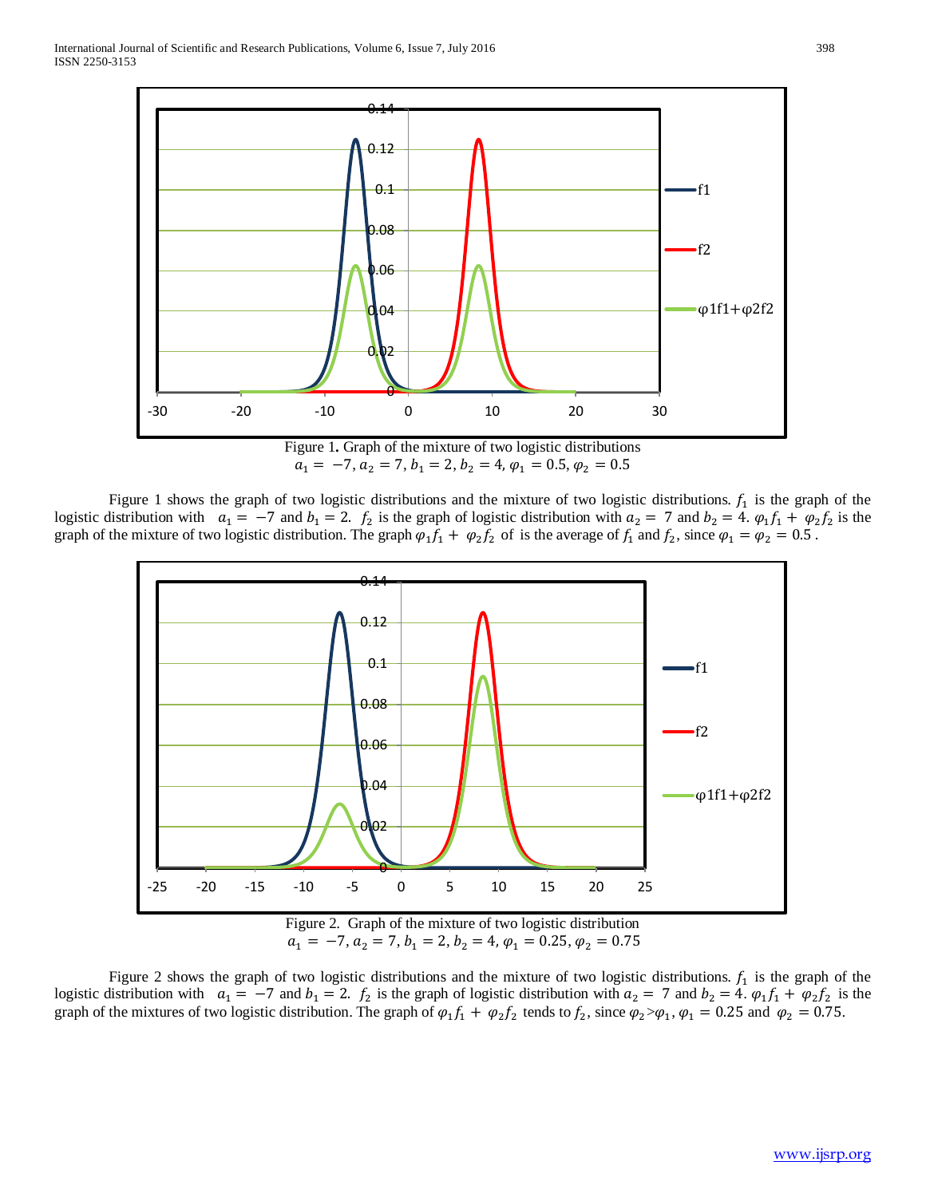Figure 1. Graph of the mixture of two logistic distributions
$a_1 = -7, a_2 = 7, b_1 = 2, b_2 = 4, \varphi_1 = 0.5, \varphi_2 = 0.5$

Figure 1 shows the graph of two logistic distributions and the mixture of two logistic distributions. $f_1$ is the graph of the logistic distribution with $a_1 = -7$ and $b_1 = 2$. $f_2$ is the graph of logistic distribution with $a_2 = 7$ and $b_2 = 4$. $\varphi_1 f_1 + \varphi_2 f_2$ is the graph of the mixture of two logistic distribution. The graph $\varphi_1 f_1 + \varphi_2 f_2$ of is the average of $f_1$ and $f_2$, since $\varphi_1 = \varphi_2 = 0.5$ .

Figure 2. Graph of the mixture of two logistic distribution
$a_1 = -7, a_2 = 7, b_1 = 2, b_2 = 4, \varphi_1 = 0.25, \varphi_2 = 0.75$

Figure 2 shows the graph of two logistic distributions and the mixture of two logistic distributions. $f_1$ is the graph of the logistic distribution with $a_1 = -7$ and $b_1 = 2$. $f_2$ is the graph of logistic distribution with $a_2 = 7$ and $b_2 = 4$. $\varphi_1 f_1 + \varphi_2 f_2$ is the graph of the mixtures of two logistic distribution. The graph of $\varphi_1 f_1 + \varphi_2 f_2$ tends to $f_2$, since $\varphi_2 > \varphi_1$, $\varphi_1 = 0.25$ and $\varphi_2 = 0.75$.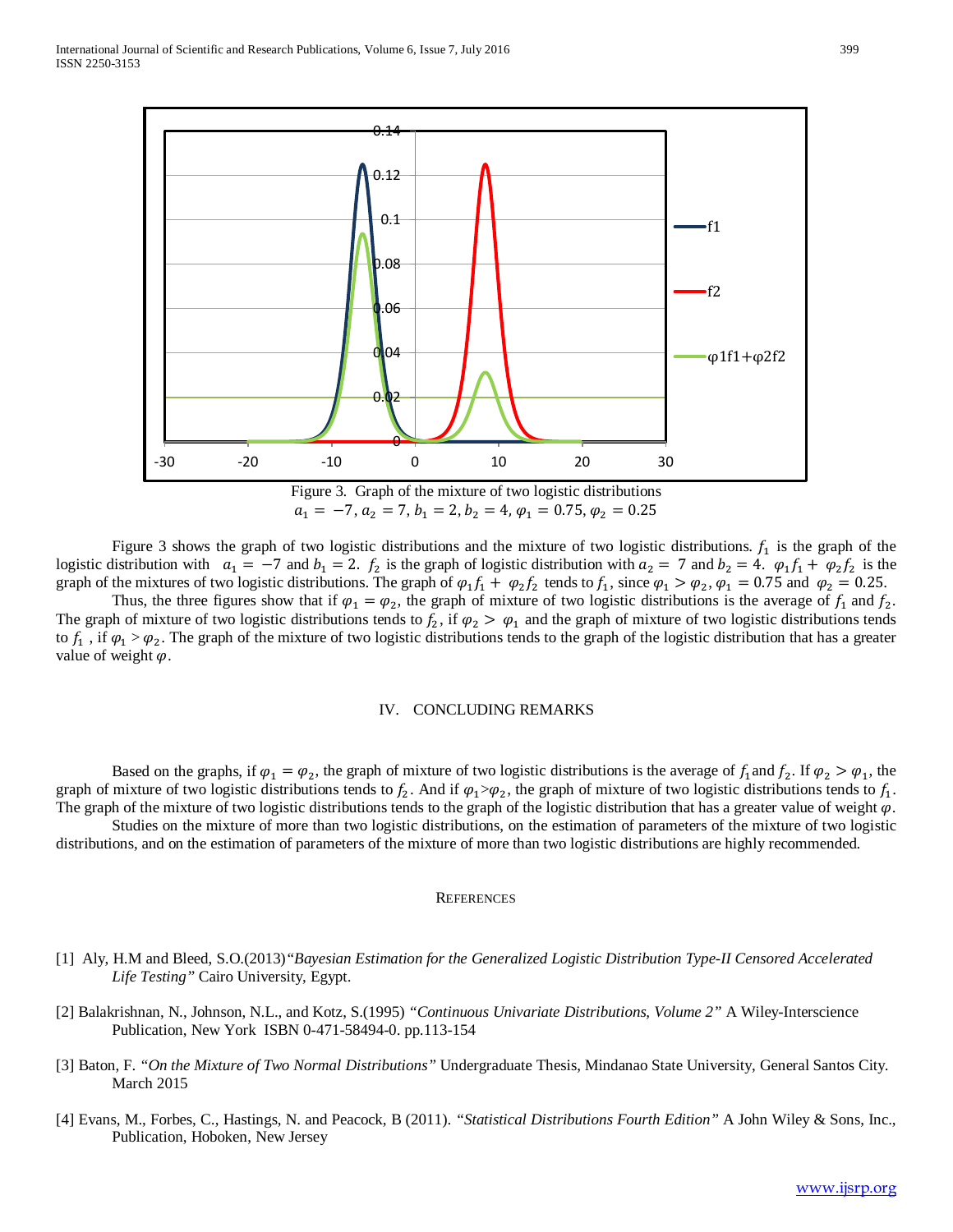Figure 3. Graph of the mixture of two logistic distributions
$a_1 = -7, a_2 = 7, b_1 = 2, b_2 = 4, \varphi_1 = 0.75, \varphi_2 = 0.25$

Figure 3 shows the graph of two logistic distributions and the mixture of two logistic distributions. $f_1$ is the graph of the logistic distribution with $a_1 = -7$ and $b_1 = 2$. $f_2$ is the graph of logistic distribution with $a_2 = 7$ and $b_2 = 4$. $\varphi_1 f_1 + \varphi_2 f_2$ is the graph of the mixtures of two logistic distributions. The graph of $\varphi_1 f_1 + \varphi_2 f_2$ tends to $f_1$, since $\varphi_1 > \varphi_2$, $\varphi_1 = 0.75$ and $\varphi_2 = 0.25$.

Thus, the three figures show that if $\varphi_1 = \varphi_2$, the graph of mixture of two logistic distributions is the average of $f_1$ and $f_2$. The graph of mixture of two logistic distributions tends to $f_2$, if $\varphi_2 > \varphi_1$ and the graph of mixture of two logistic distributions tends to $f_1$, if $\varphi_1 > \varphi_2$. The graph of the mixture of two logistic distributions tends to the graph of the logistic distribution that has a greater value of weight $\varphi$.

## IV. CONCLUDING REMARKS

Based on the graphs, if $\varphi_1 = \varphi_2$, the graph of mixture of two logistic distributions is the average of $f_1$ and $f_2$. If $\varphi_2 > \varphi_1$, the graph of mixture of two logistic distributions tends to $f_2$. And if $\varphi_1 > \varphi_2$, the graph of mixture of two logistic distributions tends to $f_1$. The graph of the mixture of two logistic distributions tends to the graph of the logistic distribution that has a greater value of weight $\varphi$.

Studies on the mixture of more than two logistic distributions, on the estimation of parameters of the mixture of two logistic distributions, and on the estimation of parameters of the mixture of more than two logistic distributions are highly recommended.

## REFERENCES

[1] Aly, H.M and Bleed, S.O.(2013)*"Bayesian Estimation for the Generalized Logistic Distribution Type-II Censored Accelerated Life Testing"* Cairo University, Egypt.

[2] Balakrishnan, N., Johnson, N.L., and Kotz, S.(1995) *"Continuous Univariate Distributions, Volume 2"* A Wiley-Interscience Publication, New York ISBN 0-471-58494-0. pp.113-154

[3] Baton, F. *"On the Mixture of Two Normal Distributions"* Undergraduate Thesis, Mindanao State University, General Santos City. March 2015

[4] Evans, M., Forbes, C., Hastings, N. and Peacock, B (2011). *"Statistical Distributions Fourth Edition"* A John Wiley & Sons, Inc., Publication, Hoboken, New Jersey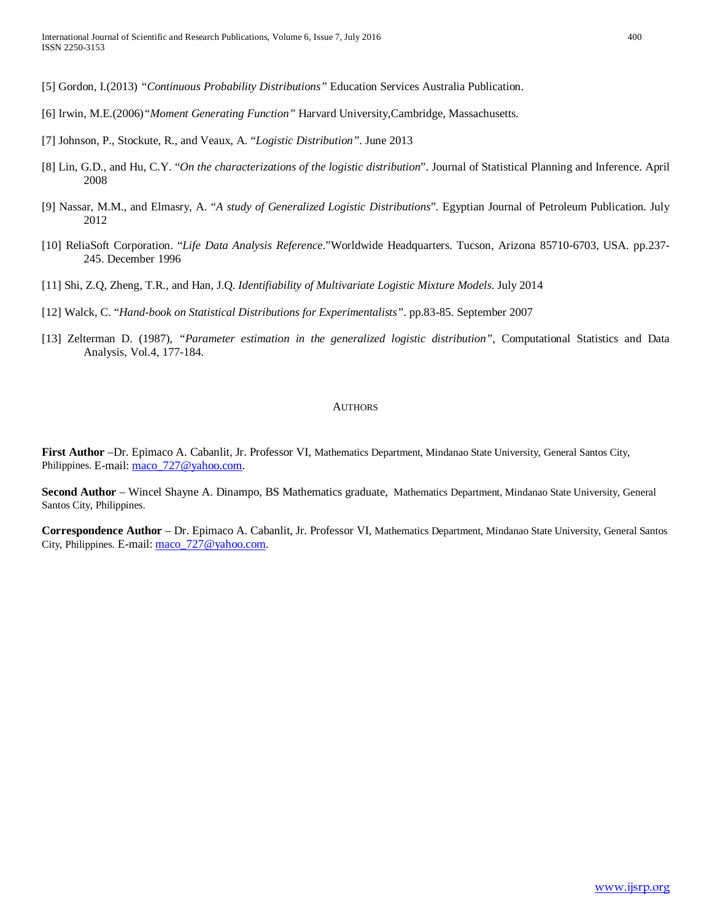[5] Gordon, I.(2013) *"Continuous Probability Distributions"* Education Services Australia Publication.

[6] Irwin, M.E.(2006)*"Moment Generating Function"* Harvard University,Cambridge, Massachusetts.

[7] Johnson, P., Stockute, R., and Veaux, A. "*Logistic Distribution"*. June 2013

[8] Lin, G.D., and Hu, C.Y. "*On the characterizations of the logistic distribution*". Journal of Statistical Planning and Inference. April 2008

[9] Nassar, M.M., and Elmasry, A. "*A study of Generalized Logistic Distributions*". Egyptian Journal of Petroleum Publication. July 2012

[10] ReliaSoft Corporation. "*Life Data Analysis Reference*."Worldwide Headquarters. Tucson, Arizona 85710-6703, USA. pp.237-245. December 1996

[11] Shi, Z.Q, Zheng, T.R., and Han, J.Q. *Identifiability of Multivariate Logistic Mixture Models*. July 2014

[12] Walck, C. "*Hand-book on Statistical Distributions for Experimentalists"*. pp.83-85. September 2007

[13] Zelterman D. (1987), *"Parameter estimation in the generalized logistic distribution"*, Computational Statistics and Data Analysis, Vol.4, 177-184.

## AUTHORS

**First Author** –Dr. Epimaco A. Cabanlit, Jr. Professor VI, Mathematics Department, Mindanao State University, General Santos City, Philippines. E-mail: maco_727@yahoo.com.

**Second Author** – Wincel Shayne A. Dinampo, BS Mathematics graduate, Mathematics Department, Mindanao State University, General Santos City, Philippines.

**Correspondence Author** – Dr. Epimaco A. Cabanlit, Jr. Professor VI, Mathematics Department, Mindanao State University, General Santos City, Philippines. E-mail: maco_727@yahoo.com.